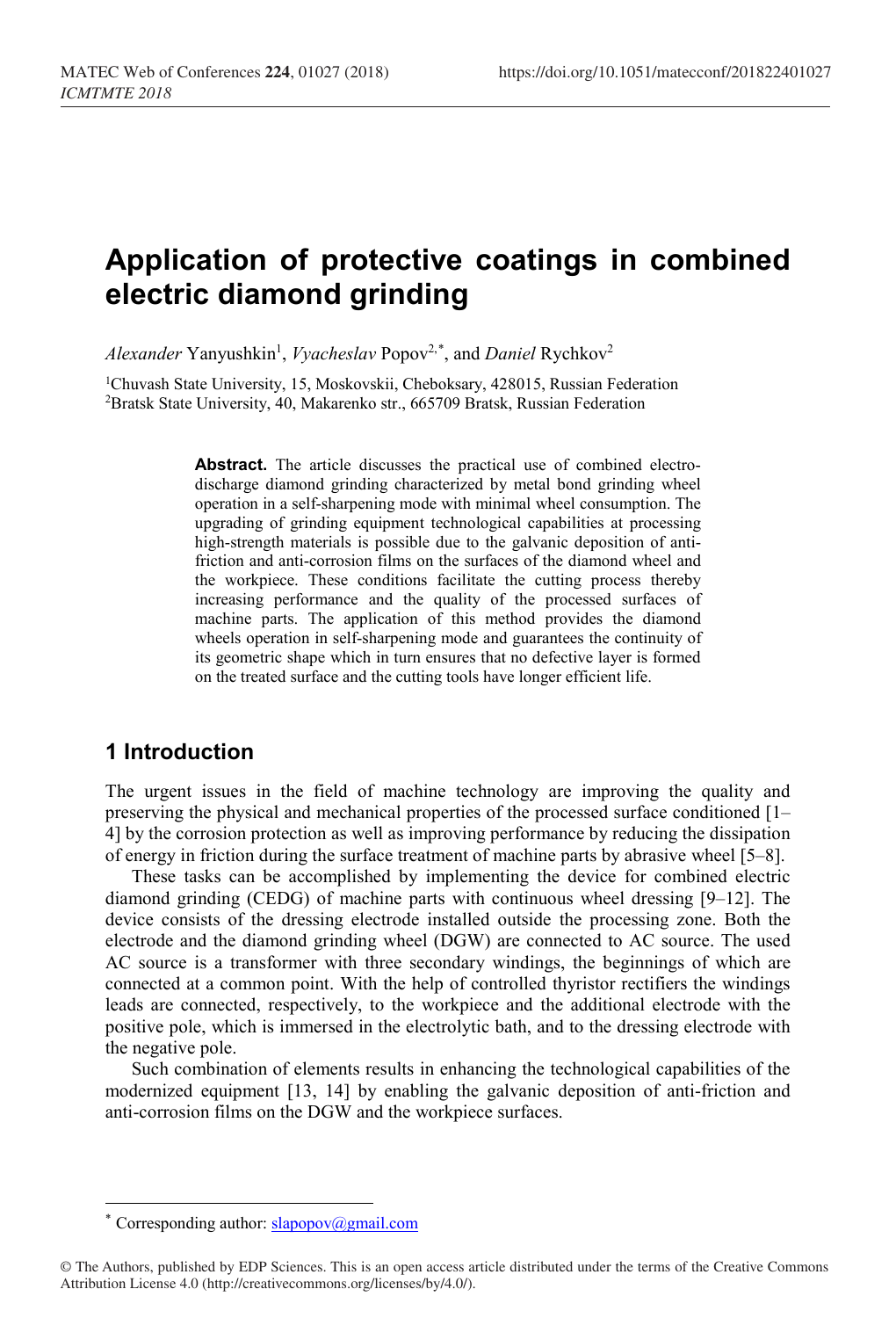# Application of protective coatings in combined electric diamond grinding

*Alexander* Yanyushkin[1], *Vyacheslav* Popov[2,*], and *Daniel* Rychkov[2]

[1]Chuvash State University, 15, Moskovskii, Cheboksary, 428015, Russian Federation
[2]Bratsk State University, 40, Makarenko str., 665709 Bratsk, Russian Federation

**Abstract.** The article discusses the practical use of combined electro-discharge diamond grinding characterized by metal bond grinding wheel operation in a self-sharpening mode with minimal wheel consumption. The upgrading of grinding equipment technological capabilities at processing high-strength materials is possible due to the galvanic deposition of anti-friction and anti-corrosion films on the surfaces of the diamond wheel and the workpiece. These conditions facilitate the cutting process thereby increasing performance and the quality of the processed surfaces of machine parts. The application of this method provides the diamond wheels operation in self-sharpening mode and guarantees the continuity of its geometric shape which in turn ensures that no defective layer is formed on the treated surface and the cutting tools have longer efficient life.

## 1 Introduction

The urgent issues in the field of machine technology are improving the quality and preserving the physical and mechanical properties of the processed surface conditioned [1–4] by the corrosion protection as well as improving performance by reducing the dissipation of energy in friction during the surface treatment of machine parts by abrasive wheel [5–8].

These tasks can be accomplished by implementing the device for combined electric diamond grinding (CEDG) of machine parts with continuous wheel dressing [9–12]. The device consists of the dressing electrode installed outside the processing zone. Both the electrode and the diamond grinding wheel (DGW) are connected to AC source. The used AC source is a transformer with three secondary windings, the beginnings of which are connected at a common point. With the help of controlled thyristor rectifiers the windings leads are connected, respectively, to the workpiece and the additional electrode with the positive pole, which is immersed in the electrolytic bath, and to the dressing electrode with the negative pole.

Such combination of elements results in enhancing the technological capabilities of the modernized equipment [13, 14] by enabling the galvanic deposition of anti-friction and anti-corrosion films on the DGW and the workpiece surfaces.

* Corresponding author: slapopov@gmail.com

© The Authors, published by EDP Sciences. This is an open access article distributed under the terms of the Creative Commons Attribution License 4.0 (http://creativecommons.org/licenses/by/4.0/).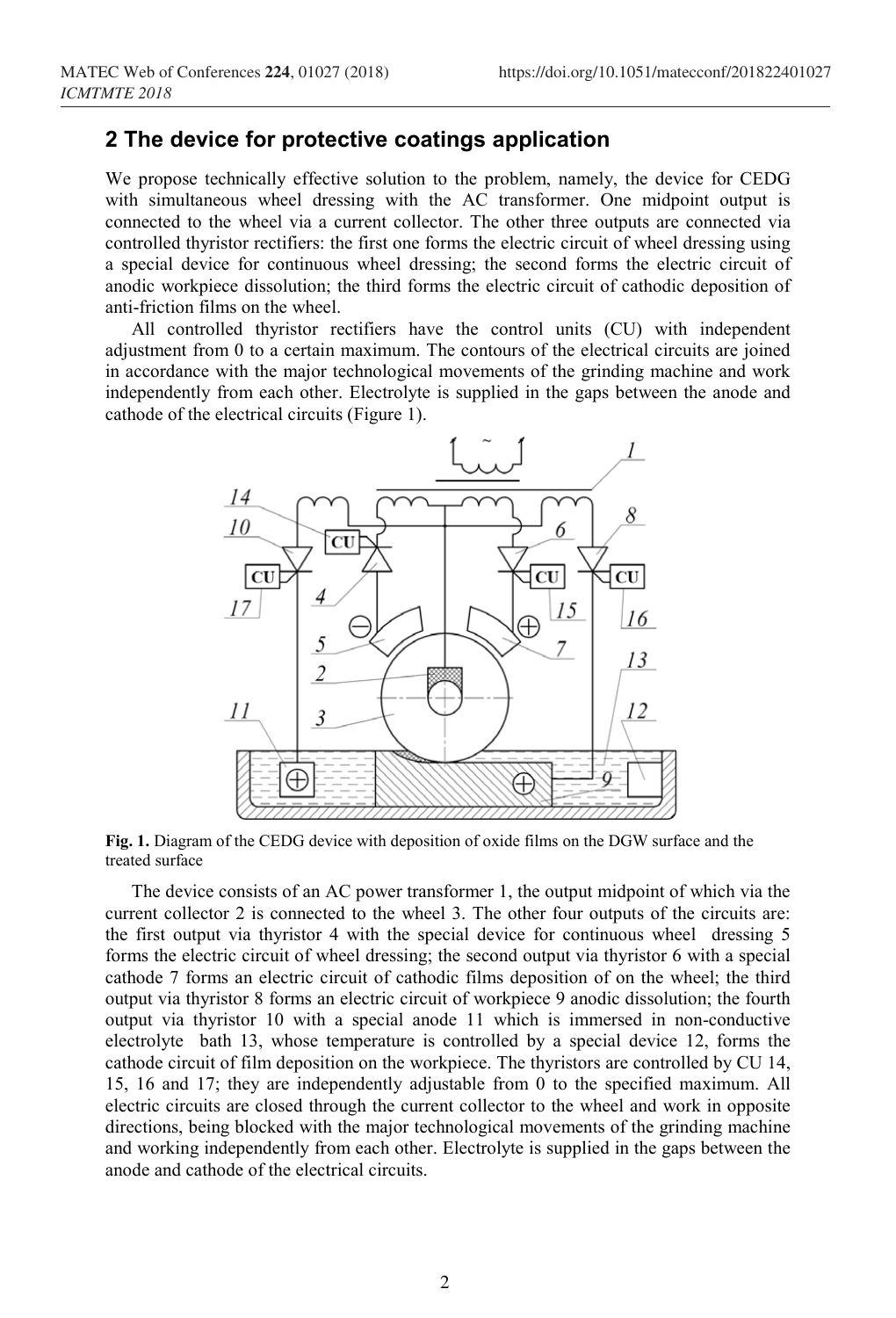## 2 The device for protective coatings application

We propose technically effective solution to the problem, namely, the device for CEDG with simultaneous wheel dressing with the AC transformer. One midpoint output is connected to the wheel via a current collector. The other three outputs are connected via controlled thyristor rectifiers: the first one forms the electric circuit of wheel dressing using a special device for continuous wheel dressing; the second forms the electric circuit of anodic workpiece dissolution; the third forms the electric circuit of cathodic deposition of anti-friction films on the wheel.

All controlled thyristor rectifiers have the control units (CU) with independent adjustment from 0 to a certain maximum. The contours of the electrical circuits are joined in accordance with the major technological movements of the grinding machine and work independently from each other. Electrolyte is supplied in the gaps between the anode and cathode of the electrical circuits (Figure 1).

**Fig. 1.** Diagram of the CEDG device with deposition of oxide films on the DGW surface and the treated surface

The device consists of an AC power transformer 1, the output midpoint of which via the current collector 2 is connected to the wheel 3. The other four outputs of the circuits are: the first output via thyristor 4 with the special device for continuous wheel dressing 5 forms the electric circuit of wheel dressing; the second output via thyristor 6 with a special cathode 7 forms an electric circuit of cathodic films deposition of on the wheel; the third output via thyristor 8 forms an electric circuit of workpiece 9 anodic dissolution; the fourth output via thyristor 10 with a special anode 11 which is immersed in non-conductive electrolyte bath 13, whose temperature is controlled by a special device 12, forms the cathode circuit of film deposition on the workpiece. The thyristors are controlled by CU 14, 15, 16 and 17; they are independently adjustable from 0 to the specified maximum. All electric circuits are closed through the current collector to the wheel and work in opposite directions, being blocked with the major technological movements of the grinding machine and working independently from each other. Electrolyte is supplied in the gaps between the anode and cathode of the electrical circuits.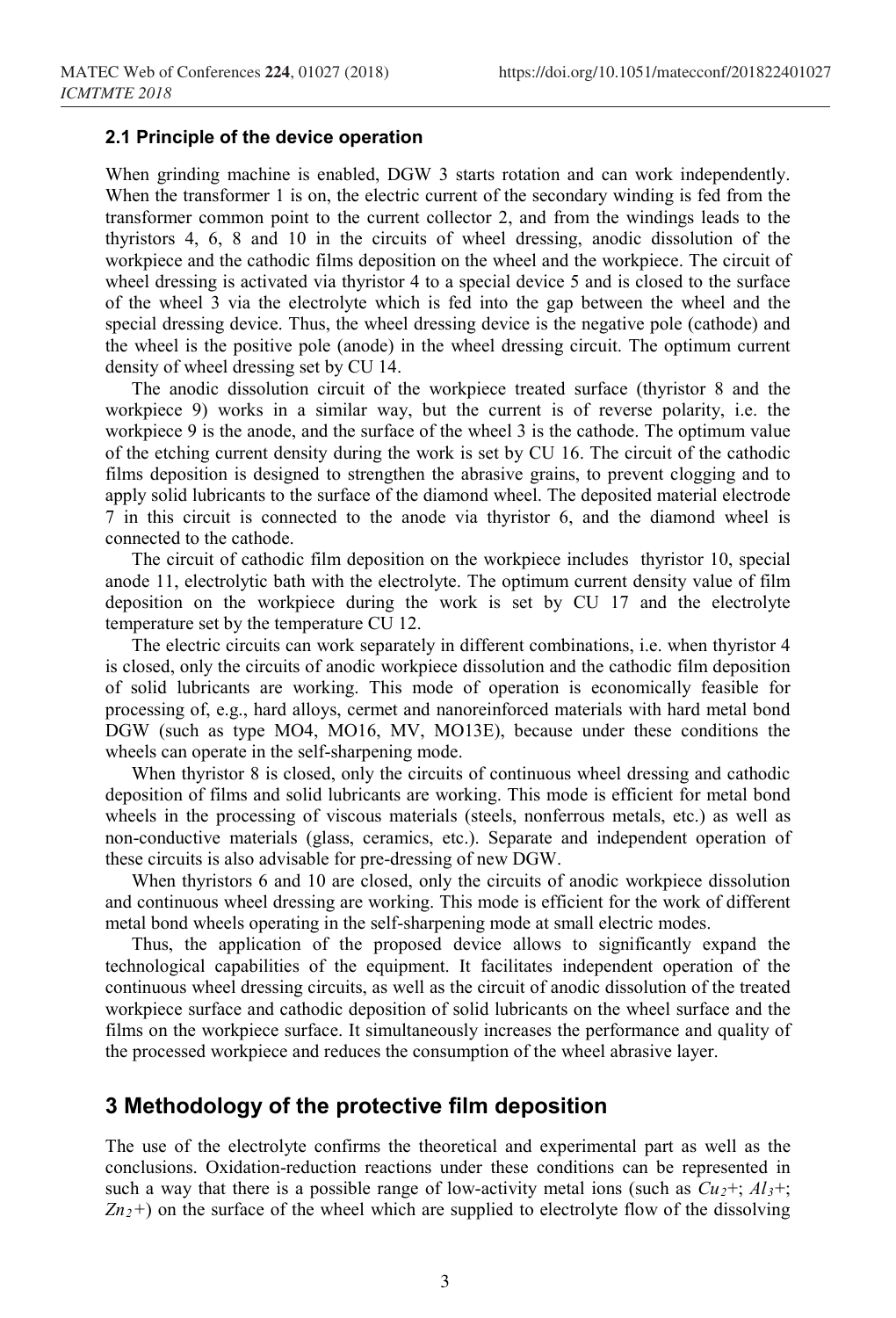### 2.1 Principle of the device operation

When grinding machine is enabled, DGW 3 starts rotation and can work independently. When the transformer 1 is on, the electric current of the secondary winding is fed from the transformer common point to the current collector 2, and from the windings leads to the thyristors 4, 6, 8 and 10 in the circuits of wheel dressing, anodic dissolution of the workpiece and the cathodic films deposition on the wheel and the workpiece. The circuit of wheel dressing is activated via thyristor 4 to a special device 5 and is closed to the surface of the wheel 3 via the electrolyte which is fed into the gap between the wheel and the special dressing device. Thus, the wheel dressing device is the negative pole (cathode) and the wheel is the positive pole (anode) in the wheel dressing circuit. The optimum current density of wheel dressing set by CU 14.

The anodic dissolution circuit of the workpiece treated surface (thyristor 8 and the workpiece 9) works in a similar way, but the current is of reverse polarity, i.e. the workpiece 9 is the anode, and the surface of the wheel 3 is the cathode. The optimum value of the etching current density during the work is set by CU 16. The circuit of the cathodic films deposition is designed to strengthen the abrasive grains, to prevent clogging and to apply solid lubricants to the surface of the diamond wheel. The deposited material electrode 7 in this circuit is connected to the anode via thyristor 6, and the diamond wheel is connected to the cathode.

The circuit of cathodic film deposition on the workpiece includes thyristor 10, special anode 11, electrolytic bath with the electrolyte. The optimum current density value of film deposition on the workpiece during the work is set by CU 17 and the electrolyte temperature set by the temperature CU 12.

The electric circuits can work separately in different combinations, i.e. when thyristor 4 is closed, only the circuits of anodic workpiece dissolution and the cathodic film deposition of solid lubricants are working. This mode of operation is economically feasible for processing of, e.g., hard alloys, cermet and nanoreinforced materials with hard metal bond DGW (such as type MO4, MO16, MV, MO13E), because under these conditions the wheels can operate in the self-sharpening mode.

When thyristor 8 is closed, only the circuits of continuous wheel dressing and cathodic deposition of films and solid lubricants are working. This mode is efficient for metal bond wheels in the processing of viscous materials (steels, nonferrous metals, etc.) as well as non-conductive materials (glass, ceramics, etc.). Separate and independent operation of these circuits is also advisable for pre-dressing of new DGW.

When thyristors 6 and 10 are closed, only the circuits of anodic workpiece dissolution and continuous wheel dressing are working. This mode is efficient for the work of different metal bond wheels operating in the self-sharpening mode at small electric modes.

Thus, the application of the proposed device allows to significantly expand the technological capabilities of the equipment. It facilitates independent operation of the continuous wheel dressing circuits, as well as the circuit of anodic dissolution of the treated workpiece surface and cathodic deposition of solid lubricants on the wheel surface and the films on the workpiece surface. It simultaneously increases the performance and quality of the processed workpiece and reduces the consumption of the wheel abrasive layer.

## 3 Methodology of the protective film deposition

The use of the electrolyte confirms the theoretical and experimental part as well as the conclusions. Oxidation-reduction reactions under these conditions can be represented in such a way that there is a possible range of low-activity metal ions (such as $Cu_2+$; $Al_3+$; $Zn_2+$) on the surface of the wheel which are supplied to electrolyte flow of the dissolving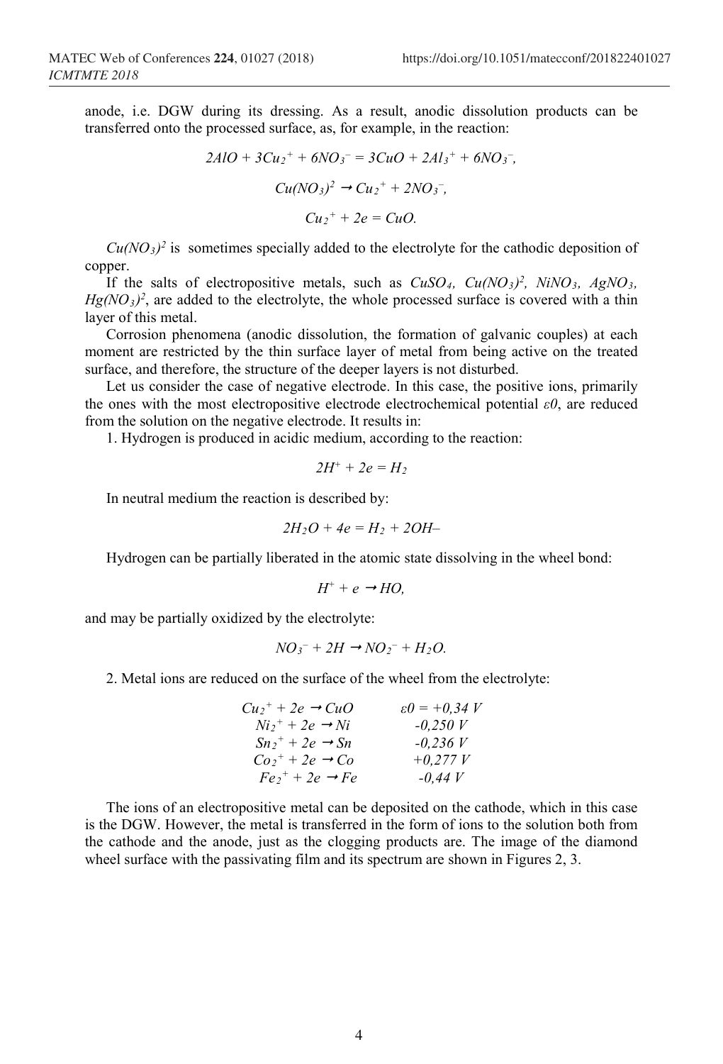anode, i.e. DGW during its dressing. As a result, anodic dissolution products can be transferred onto the processed surface, as, for example, in the reaction:

$$2AlO + 3Cu_2^+ + 6NO_3^- = 3CuO + 2Al_3^+ + 6NO_3^-,$$

$$Cu(NO_3)^2 \rightarrow Cu_2^+ + 2NO_3^-,$$

$$Cu_2^+ + 2e = CuO.$$

$Cu(NO_3)^2$ is sometimes specially added to the electrolyte for the cathodic deposition of copper.

If the salts of electropositive metals, such as $CuSO_4$, $Cu(NO_3)^2$, $NiNO_3$, $AgNO_3$, $Hg(NO_3)^2$, are added to the electrolyte, the whole processed surface is covered with a thin layer of this metal.

Corrosion phenomena (anodic dissolution, the formation of galvanic couples) at each moment are restricted by the thin surface layer of metal from being active on the treated surface, and therefore, the structure of the deeper layers is not disturbed.

Let us consider the case of negative electrode. In this case, the positive ions, primarily the ones with the most electropositive electrode electrochemical potential $\varepsilon 0$, are reduced from the solution on the negative electrode. It results in:

1. Hydrogen is produced in acidic medium, according to the reaction:

$$2H^+ + 2e = H_2$$

In neutral medium the reaction is described by:

$$2H_2O + 4e = H_2 + 2OH–$$

Hydrogen can be partially liberated in the atomic state dissolving in the wheel bond:

$$H^+ + e \rightarrow HO,$$

and may be partially oxidized by the electrolyte:

$$NO_3^- + 2H \rightarrow NO_2^- + H_2O.$$

2. Metal ions are reduced on the surface of the wheel from the electrolyte:

| | |
|---|---|
| $Cu_2^+ + 2e \rightarrow CuO$ | $\varepsilon 0 = +0{,}34\ V$ |
| $Ni_2^+ + 2e \rightarrow Ni$ | $-0{,}250\ V$ |
| $Sn_2^+ + 2e \rightarrow Sn$ | $-0{,}236\ V$ |
| $Co_2^+ + 2e \rightarrow Co$ | $+0{,}277\ V$ |
| $Fe_2^+ + 2e \rightarrow Fe$ | $-0{,}44\ V$ |

The ions of an electropositive metal can be deposited on the cathode, which in this case is the DGW. However, the metal is transferred in the form of ions to the solution both from the cathode and the anode, just as the clogging products are. The image of the diamond wheel surface with the passivating film and its spectrum are shown in Figures 2, 3.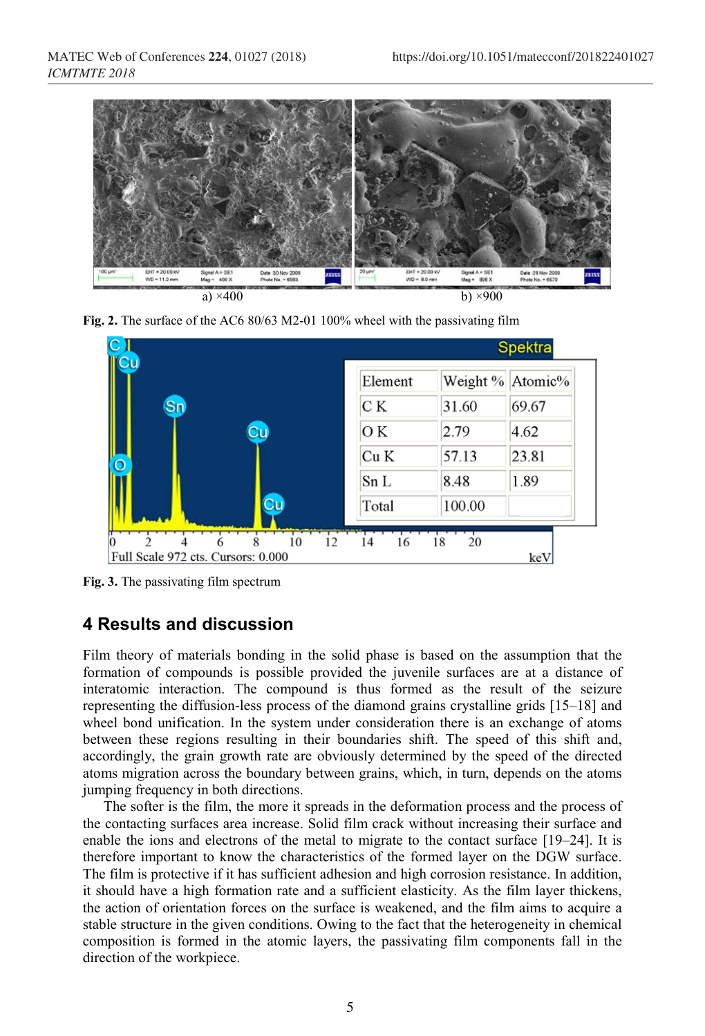a) ×400 b) ×900

**Fig. 2.** The surface of the AC6 80/63 M2-01 100% wheel with the passivating film

| Element | Weight % | Atomic% |
|---|---|---|
| C K | 31.60 | 69.67 |
| O K | 2.79 | 4.62 |
| Cu K | 57.13 | 23.81 |
| Sn L | 8.48 | 1.89 |
| Total | 100.00 | |

**Fig. 3.** The passivating film spectrum

## 4 Results and discussion

Film theory of materials bonding in the solid phase is based on the assumption that the formation of compounds is possible provided the juvenile surfaces are at a distance of interatomic interaction. The compound is thus formed as the result of the seizure representing the diffusion-less process of the diamond grains crystalline grids [15–18] and wheel bond unification. In the system under consideration there is an exchange of atoms between these regions resulting in their boundaries shift. The speed of this shift and, accordingly, the grain growth rate are obviously determined by the speed of the directed atoms migration across the boundary between grains, which, in turn, depends on the atoms jumping frequency in both directions.

The softer is the film, the more it spreads in the deformation process and the process of the contacting surfaces area increase. Solid film crack without increasing their surface and enable the ions and electrons of the metal to migrate to the contact surface [19–24]. It is therefore important to know the characteristics of the formed layer on the DGW surface. The film is protective if it has sufficient adhesion and high corrosion resistance. In addition, it should have a high formation rate and a sufficient elasticity. As the film layer thickens, the action of orientation forces on the surface is weakened, and the film aims to acquire a stable structure in the given conditions. Owing to the fact that the heterogeneity in chemical composition is formed in the atomic layers, the passivating film components fall in the direction of the workpiece.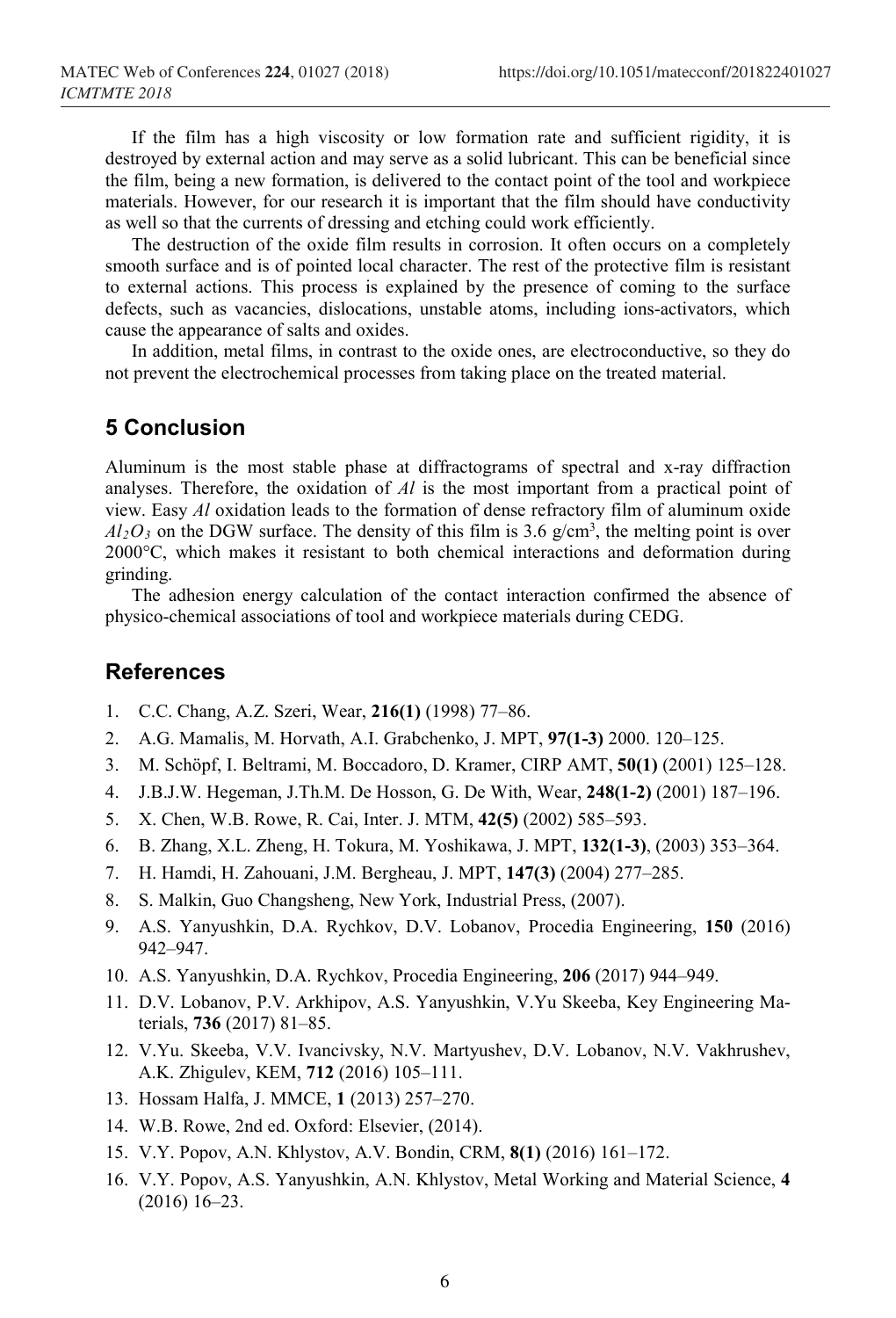If the film has a high viscosity or low formation rate and sufficient rigidity, it is destroyed by external action and may serve as a solid lubricant. This can be beneficial since the film, being a new formation, is delivered to the contact point of the tool and workpiece materials. However, for our research it is important that the film should have conductivity as well so that the currents of dressing and etching could work efficiently.

The destruction of the oxide film results in corrosion. It often occurs on a completely smooth surface and is of pointed local character. The rest of the protective film is resistant to external actions. This process is explained by the presence of coming to the surface defects, such as vacancies, dislocations, unstable atoms, including ions-activators, which cause the appearance of salts and oxides.

In addition, metal films, in contrast to the oxide ones, are electroconductive, so they do not prevent the electrochemical processes from taking place on the treated material.

## 5 Conclusion

Aluminum is the most stable phase at diffractograms of spectral and x-ray diffraction analyses. Therefore, the oxidation of *Al* is the most important from a practical point of view. Easy *Al* oxidation leads to the formation of dense refractory film of aluminum oxide $Al_2O_3$ on the DGW surface. The density of this film is 3.6 g/cm$^3$, the melting point is over 2000°C, which makes it resistant to both chemical interactions and deformation during grinding.

The adhesion energy calculation of the contact interaction confirmed the absence of physico-chemical associations of tool and workpiece materials during CEDG.

## References

1. C.C. Chang, A.Z. Szeri, Wear, **216(1)** (1998) 77–86.
2. A.G. Mamalis, M. Horvath, A.I. Grabchenko, J. MPT, **97(1-3)** 2000. 120–125.
3. M. Schöpf, I. Beltrami, M. Boccadoro, D. Kramer, CIRP AMT, **50(1)** (2001) 125–128.
4. J.B.J.W. Hegeman, J.Th.M. De Hosson, G. De With, Wear, **248(1-2)** (2001) 187–196.
5. X. Chen, W.B. Rowe, R. Cai, Inter. J. MTM, **42(5)** (2002) 585–593.
6. B. Zhang, X.L. Zheng, H. Tokura, M. Yoshikawa, J. MPT, **132(1-3)**, (2003) 353–364.
7. H. Hamdi, H. Zahouani, J.M. Bergheau, J. MPT, **147(3)** (2004) 277–285.
8. S. Malkin, Guo Changsheng, New York, Industrial Press, (2007).
9. A.S. Yanyushkin, D.A. Rychkov, D.V. Lobanov, Procedia Engineering, **150** (2016) 942–947.
10. A.S. Yanyushkin, D.A. Rychkov, Procedia Engineering, **206** (2017) 944–949.
11. D.V. Lobanov, P.V. Arkhipov, A.S. Yanyushkin, V.Yu Skeeba, Key Engineering Materials, **736** (2017) 81–85.
12. V.Yu. Skeeba, V.V. Ivancivsky, N.V. Martyushev, D.V. Lobanov, N.V. Vakhrushev, A.K. Zhigulev, KEM, **712** (2016) 105–111.
13. Hossam Halfa, J. MMCE, **1** (2013) 257–270.
14. W.B. Rowe, 2nd ed. Oxford: Elsevier, (2014).
15. V.Y. Popov, A.N. Khlystov, A.V. Bondin, CRM, **8(1)** (2016) 161–172.
16. V.Y. Popov, A.S. Yanyushkin, A.N. Khlystov, Metal Working and Material Science, **4** (2016) 16–23.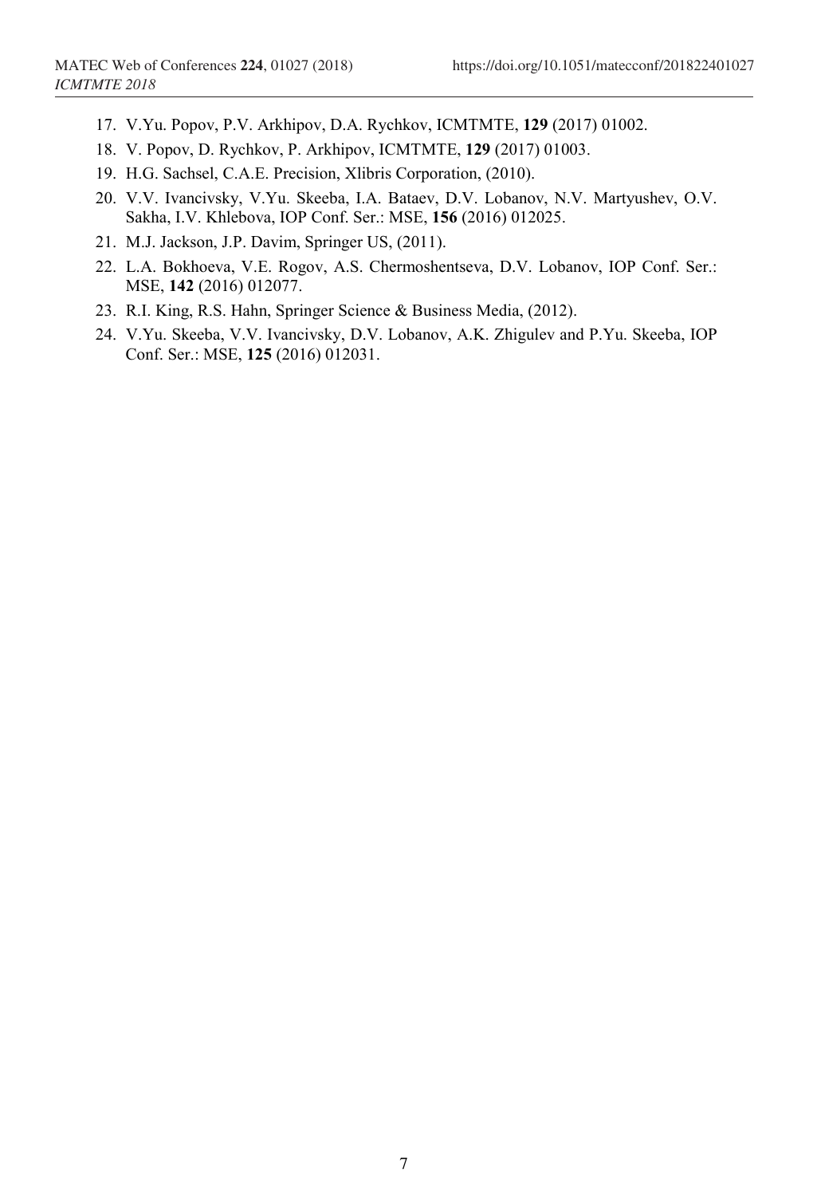17. V.Yu. Popov, P.V. Arkhipov, D.A. Rychkov, ICMTMTE, **129** (2017) 01002.
18. V. Popov, D. Rychkov, P. Arkhipov, ICMTMTE, **129** (2017) 01003.
19. H.G. Sachsel, C.A.E. Precision, Xlibris Corporation, (2010).
20. V.V. Ivancivsky, V.Yu. Skeeba, I.A. Bataev, D.V. Lobanov, N.V. Martyushev, O.V. Sakha, I.V. Khlebova, IOP Conf. Ser.: MSE, **156** (2016) 012025.
21. M.J. Jackson, J.P. Davim, Springer US, (2011).
22. L.A. Bokhoeva, V.E. Rogov, A.S. Chermoshentseva, D.V. Lobanov, IOP Conf. Ser.: MSE, **142** (2016) 012077.
23. R.I. King, R.S. Hahn, Springer Science & Business Media, (2012).
24. V.Yu. Skeeba, V.V. Ivancivsky, D.V. Lobanov, A.K. Zhigulev and P.Yu. Skeeba, IOP Conf. Ser.: MSE, **125** (2016) 012031.